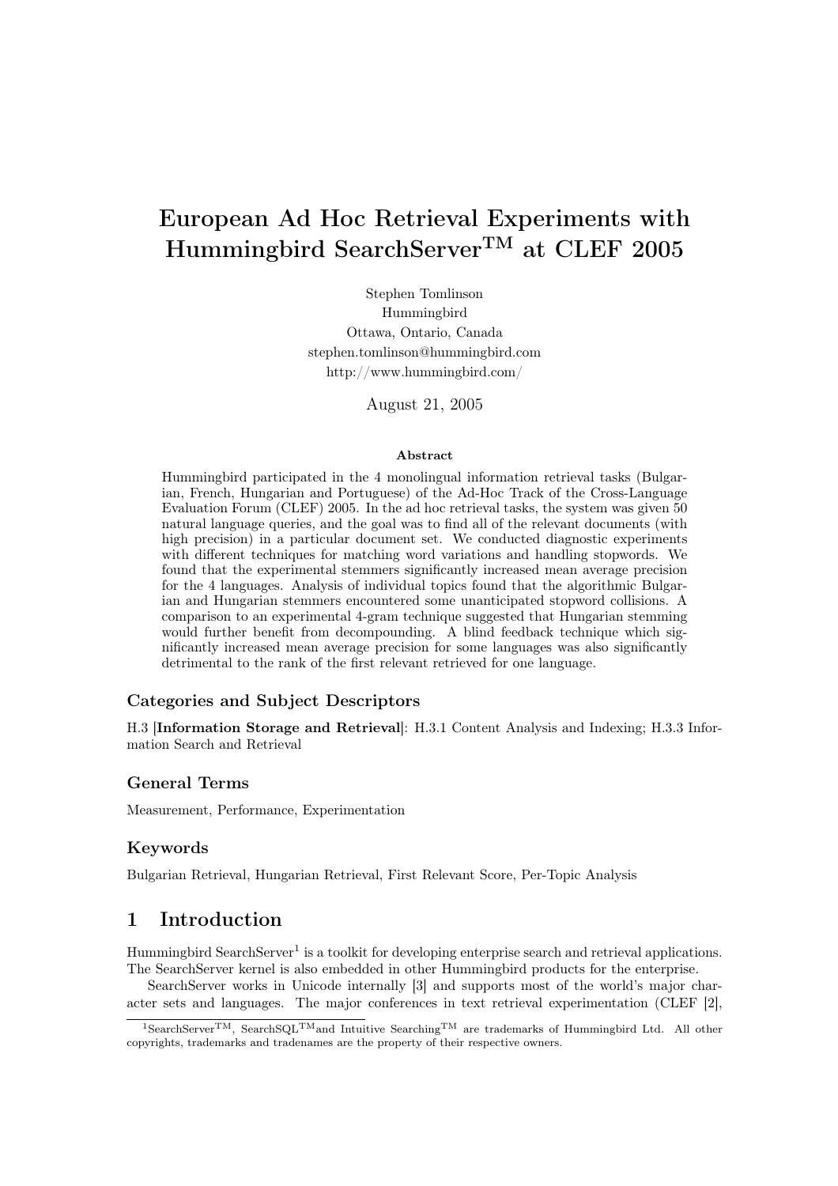# European Ad Hoc Retrieval Experiments with Hummingbird SearchServer™ at CLEF 2005

Stephen Tomlinson
Hummingbird
Ottawa, Ontario, Canada
stephen.tomlinson@hummingbird.com
http://www.hummingbird.com/

August 21, 2005

**Abstract**

Hummingbird participated in the 4 monolingual information retrieval tasks (Bulgarian, French, Hungarian and Portuguese) of the Ad-Hoc Track of the Cross-Language Evaluation Forum (CLEF) 2005. In the ad hoc retrieval tasks, the system was given 50 natural language queries, and the goal was to find all of the relevant documents (with high precision) in a particular document set. We conducted diagnostic experiments with different techniques for matching word variations and handling stopwords. We found that the experimental stemmers significantly increased mean average precision for the 4 languages. Analysis of individual topics found that the algorithmic Bulgarian and Hungarian stemmers encountered some unanticipated stopword collisions. A comparison to an experimental 4-gram technique suggested that Hungarian stemming would further benefit from decompounding. A blind feedback technique which significantly increased mean average precision for some languages was also significantly detrimental to the rank of the first relevant retrieved for one language.

### Categories and Subject Descriptors

H.3 [**Information Storage and Retrieval**]: H.3.1 Content Analysis and Indexing; H.3.3 Information Search and Retrieval

### General Terms

Measurement, Performance, Experimentation

### Keywords

Bulgarian Retrieval, Hungarian Retrieval, First Relevant Score, Per-Topic Analysis

## 1 Introduction

Hummingbird SearchServer[1] is a toolkit for developing enterprise search and retrieval applications. The SearchServer kernel is also embedded in other Hummingbird products for the enterprise.

SearchServer works in Unicode internally [3] and supports most of the world's major character sets and languages. The major conferences in text retrieval experimentation (CLEF [2],

[1] SearchServer™, SearchSQL™and Intuitive Searching™ are trademarks of Hummingbird Ltd. All other copyrights, trademarks and tradenames are the property of their respective owners.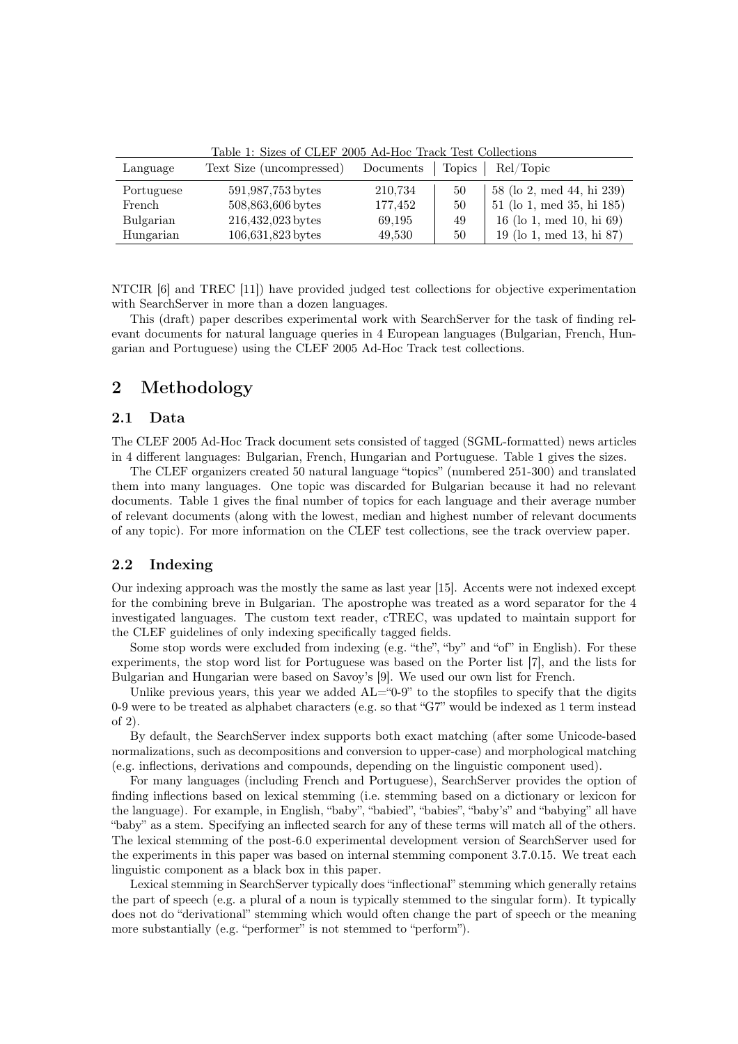Table 1: Sizes of CLEF 2005 Ad-Hoc Track Test Collections

| Language | Text Size (uncompressed) | Documents | Topics | Rel/Topic |
|---|---|---|---|---|
| Portuguese | 591,987,753 bytes | 210,734 | 50 | 58 (lo 2, med 44, hi 239) |
| French | 508,863,606 bytes | 177,452 | 50 | 51 (lo 1, med 35, hi 185) |
| Bulgarian | 216,432,023 bytes | 69,195 | 49 | 16 (lo 1, med 10, hi 69) |
| Hungarian | 106,631,823 bytes | 49,530 | 50 | 19 (lo 1, med 13, hi 87) |

NTCIR [6] and TREC [11]) have provided judged test collections for objective experimentation with SearchServer in more than a dozen languages.

This (draft) paper describes experimental work with SearchServer for the task of finding relevant documents for natural language queries in 4 European languages (Bulgarian, French, Hungarian and Portuguese) using the CLEF 2005 Ad-Hoc Track test collections.

## 2 Methodology

### 2.1 Data

The CLEF 2005 Ad-Hoc Track document sets consisted of tagged (SGML-formatted) news articles in 4 different languages: Bulgarian, French, Hungarian and Portuguese. Table 1 gives the sizes.

The CLEF organizers created 50 natural language "topics" (numbered 251-300) and translated them into many languages. One topic was discarded for Bulgarian because it had no relevant documents. Table 1 gives the final number of topics for each language and their average number of relevant documents (along with the lowest, median and highest number of relevant documents of any topic). For more information on the CLEF test collections, see the track overview paper.

### 2.2 Indexing

Our indexing approach was the mostly the same as last year [15]. Accents were not indexed except for the combining breve in Bulgarian. The apostrophe was treated as a word separator for the 4 investigated languages. The custom text reader, cTREC, was updated to maintain support for the CLEF guidelines of only indexing specifically tagged fields.

Some stop words were excluded from indexing (e.g. "the", "by" and "of" in English). For these experiments, the stop word list for Portuguese was based on the Porter list [7], and the lists for Bulgarian and Hungarian were based on Savoy's [9]. We used our own list for French.

Unlike previous years, this year we added AL="0-9" to the stopfiles to specify that the digits 0-9 were to be treated as alphabet characters (e.g. so that "G7" would be indexed as 1 term instead of 2).

By default, the SearchServer index supports both exact matching (after some Unicode-based normalizations, such as decompositions and conversion to upper-case) and morphological matching (e.g. inflections, derivations and compounds, depending on the linguistic component used).

For many languages (including French and Portuguese), SearchServer provides the option of finding inflections based on lexical stemming (i.e. stemming based on a dictionary or lexicon for the language). For example, in English, "baby", "babied", "babies", "baby's" and "babying" all have "baby" as a stem. Specifying an inflected search for any of these terms will match all of the others. The lexical stemming of the post-6.0 experimental development version of SearchServer used for the experiments in this paper was based on internal stemming component 3.7.0.15. We treat each linguistic component as a black box in this paper.

Lexical stemming in SearchServer typically does "inflectional" stemming which generally retains the part of speech (e.g. a plural of a noun is typically stemmed to the singular form). It typically does not do "derivational" stemming which would often change the part of speech or the meaning more substantially (e.g. "performer" is not stemmed to "perform").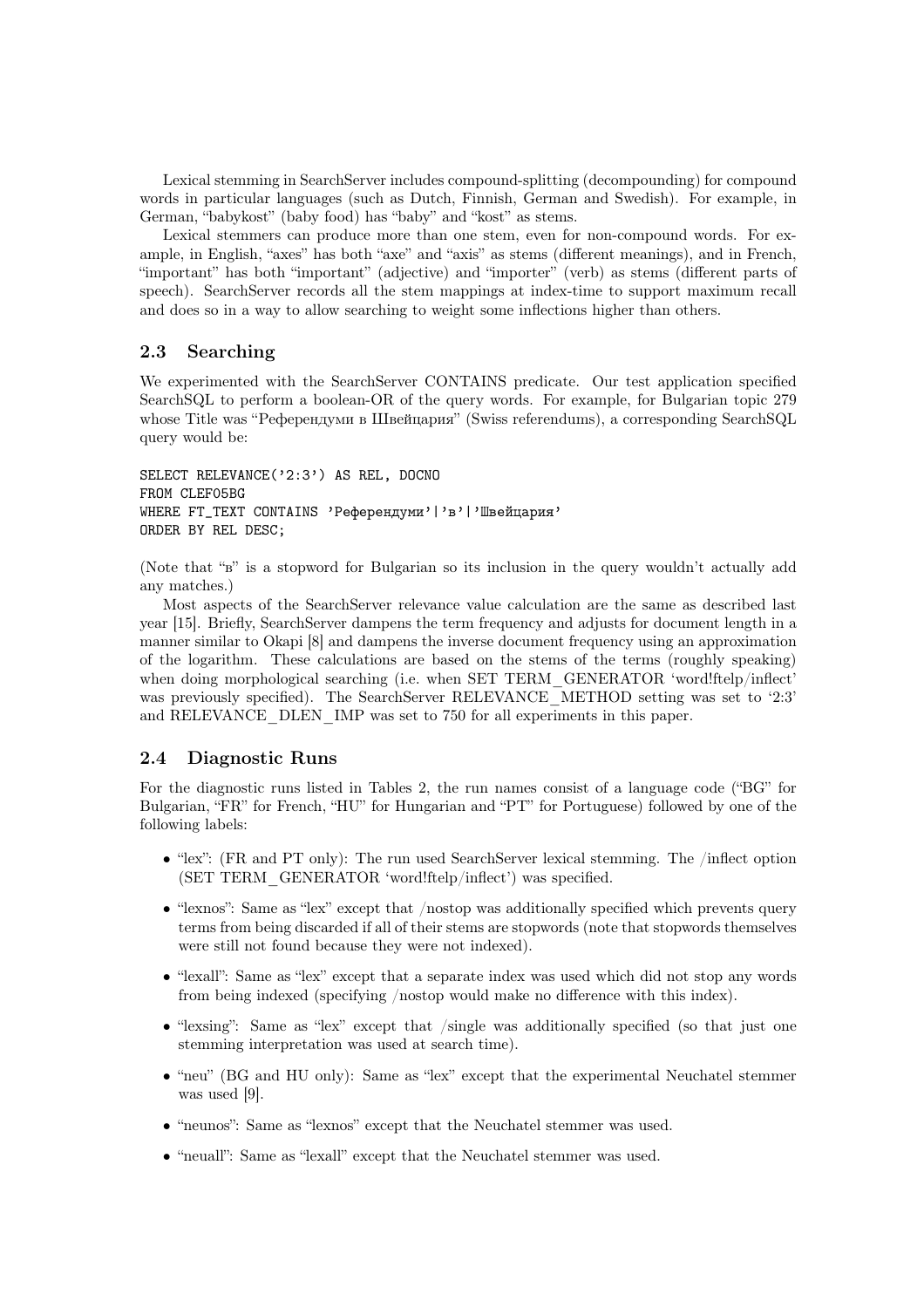Lexical stemming in SearchServer includes compound-splitting (decompounding) for compound words in particular languages (such as Dutch, Finnish, German and Swedish). For example, in German, "babykost" (baby food) has "baby" and "kost" as stems.

Lexical stemmers can produce more than one stem, even for non-compound words. For example, in English, "axes" has both "axe" and "axis" as stems (different meanings), and in French, "important" has both "important" (adjective) and "importer" (verb) as stems (different parts of speech). SearchServer records all the stem mappings at index-time to support maximum recall and does so in a way to allow searching to weight some inflections higher than others.

## 2.3 Searching

We experimented with the SearchServer CONTAINS predicate. Our test application specified SearchSQL to perform a boolean-OR of the query words. For example, for Bulgarian topic 279 whose Title was "Референдуми в Швейцария" (Swiss referendums), a corresponding SearchSQL query would be:

```
SELECT RELEVANCE('2:3') AS REL, DOCNO
FROM CLEF05BG
WHERE FT_TEXT CONTAINS 'Референдуми'|'в'|'Швейцария'
ORDER BY REL DESC;
```

(Note that "в" is a stopword for Bulgarian so its inclusion in the query wouldn't actually add any matches.)

Most aspects of the SearchServer relevance value calculation are the same as described last year [15]. Briefly, SearchServer dampens the term frequency and adjusts for document length in a manner similar to Okapi [8] and dampens the inverse document frequency using an approximation of the logarithm. These calculations are based on the stems of the terms (roughly speaking) when doing morphological searching (i.e. when SET TERM_GENERATOR 'word!ftelp/inflect' was previously specified). The SearchServer RELEVANCE_METHOD setting was set to '2:3' and RELEVANCE_DLEN_IMP was set to 750 for all experiments in this paper.

## 2.4 Diagnostic Runs

For the diagnostic runs listed in Tables 2, the run names consist of a language code ("BG" for Bulgarian, "FR" for French, "HU" for Hungarian and "PT" for Portuguese) followed by one of the following labels:

- "lex": (FR and PT only): The run used SearchServer lexical stemming. The /inflect option (SET TERM_GENERATOR 'word!ftelp/inflect') was specified.
- "lexnos": Same as "lex" except that /nostop was additionally specified which prevents query terms from being discarded if all of their stems are stopwords (note that stopwords themselves were still not found because they were not indexed).
- "lexall": Same as "lex" except that a separate index was used which did not stop any words from being indexed (specifying /nostop would make no difference with this index).
- "lexsing": Same as "lex" except that /single was additionally specified (so that just one stemming interpretation was used at search time).
- "neu" (BG and HU only): Same as "lex" except that the experimental Neuchatel stemmer was used [9].
- "neunos": Same as "lexnos" except that the Neuchatel stemmer was used.
- "neuall": Same as "lexall" except that the Neuchatel stemmer was used.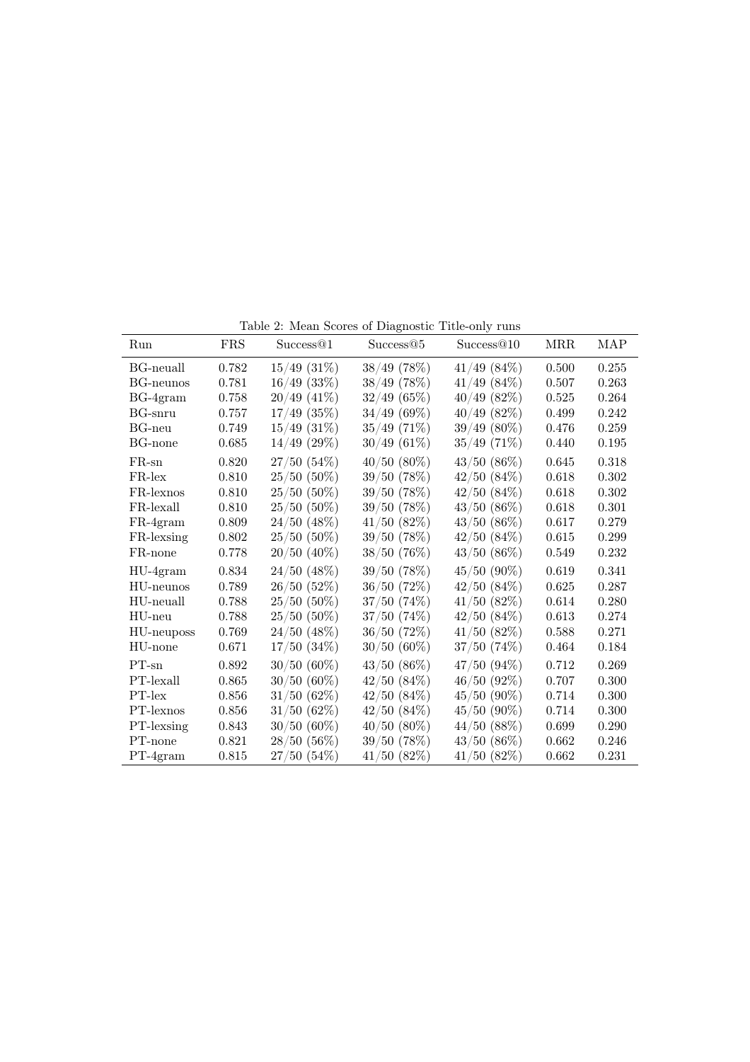Table 2: Mean Scores of Diagnostic Title-only runs

| Run | FRS | Success@1 | Success@5 | Success@10 | MRR | MAP |
|---|---|---|---|---|---|---|
| BG-neuall | 0.782 | 15/49 (31%) | 38/49 (78%) | 41/49 (84%) | 0.500 | 0.255 |
| BG-neunos | 0.781 | 16/49 (33%) | 38/49 (78%) | 41/49 (84%) | 0.507 | 0.263 |
| BG-4gram | 0.758 | 20/49 (41%) | 32/49 (65%) | 40/49 (82%) | 0.525 | 0.264 |
| BG-snru | 0.757 | 17/49 (35%) | 34/49 (69%) | 40/49 (82%) | 0.499 | 0.242 |
| BG-neu | 0.749 | 15/49 (31%) | 35/49 (71%) | 39/49 (80%) | 0.476 | 0.259 |
| BG-none | 0.685 | 14/49 (29%) | 30/49 (61%) | 35/49 (71%) | 0.440 | 0.195 |
| FR-sn | 0.820 | 27/50 (54%) | 40/50 (80%) | 43/50 (86%) | 0.645 | 0.318 |
| FR-lex | 0.810 | 25/50 (50%) | 39/50 (78%) | 42/50 (84%) | 0.618 | 0.302 |
| FR-lexnos | 0.810 | 25/50 (50%) | 39/50 (78%) | 42/50 (84%) | 0.618 | 0.302 |
| FR-lexall | 0.810 | 25/50 (50%) | 39/50 (78%) | 43/50 (86%) | 0.618 | 0.301 |
| FR-4gram | 0.809 | 24/50 (48%) | 41/50 (82%) | 43/50 (86%) | 0.617 | 0.279 |
| FR-lexsing | 0.802 | 25/50 (50%) | 39/50 (78%) | 42/50 (84%) | 0.615 | 0.299 |
| FR-none | 0.778 | 20/50 (40%) | 38/50 (76%) | 43/50 (86%) | 0.549 | 0.232 |
| HU-4gram | 0.834 | 24/50 (48%) | 39/50 (78%) | 45/50 (90%) | 0.619 | 0.341 |
| HU-neunos | 0.789 | 26/50 (52%) | 36/50 (72%) | 42/50 (84%) | 0.625 | 0.287 |
| HU-neuall | 0.788 | 25/50 (50%) | 37/50 (74%) | 41/50 (82%) | 0.614 | 0.280 |
| HU-neu | 0.788 | 25/50 (50%) | 37/50 (74%) | 42/50 (84%) | 0.613 | 0.274 |
| HU-neuposs | 0.769 | 24/50 (48%) | 36/50 (72%) | 41/50 (82%) | 0.588 | 0.271 |
| HU-none | 0.671 | 17/50 (34%) | 30/50 (60%) | 37/50 (74%) | 0.464 | 0.184 |
| PT-sn | 0.892 | 30/50 (60%) | 43/50 (86%) | 47/50 (94%) | 0.712 | 0.269 |
| PT-lexall | 0.865 | 30/50 (60%) | 42/50 (84%) | 46/50 (92%) | 0.707 | 0.300 |
| PT-lex | 0.856 | 31/50 (62%) | 42/50 (84%) | 45/50 (90%) | 0.714 | 0.300 |
| PT-lexnos | 0.856 | 31/50 (62%) | 42/50 (84%) | 45/50 (90%) | 0.714 | 0.300 |
| PT-lexsing | 0.843 | 30/50 (60%) | 40/50 (80%) | 44/50 (88%) | 0.699 | 0.290 |
| PT-none | 0.821 | 28/50 (56%) | 39/50 (78%) | 43/50 (86%) | 0.662 | 0.246 |
| PT-4gram | 0.815 | 27/50 (54%) | 41/50 (82%) | 41/50 (82%) | 0.662 | 0.231 |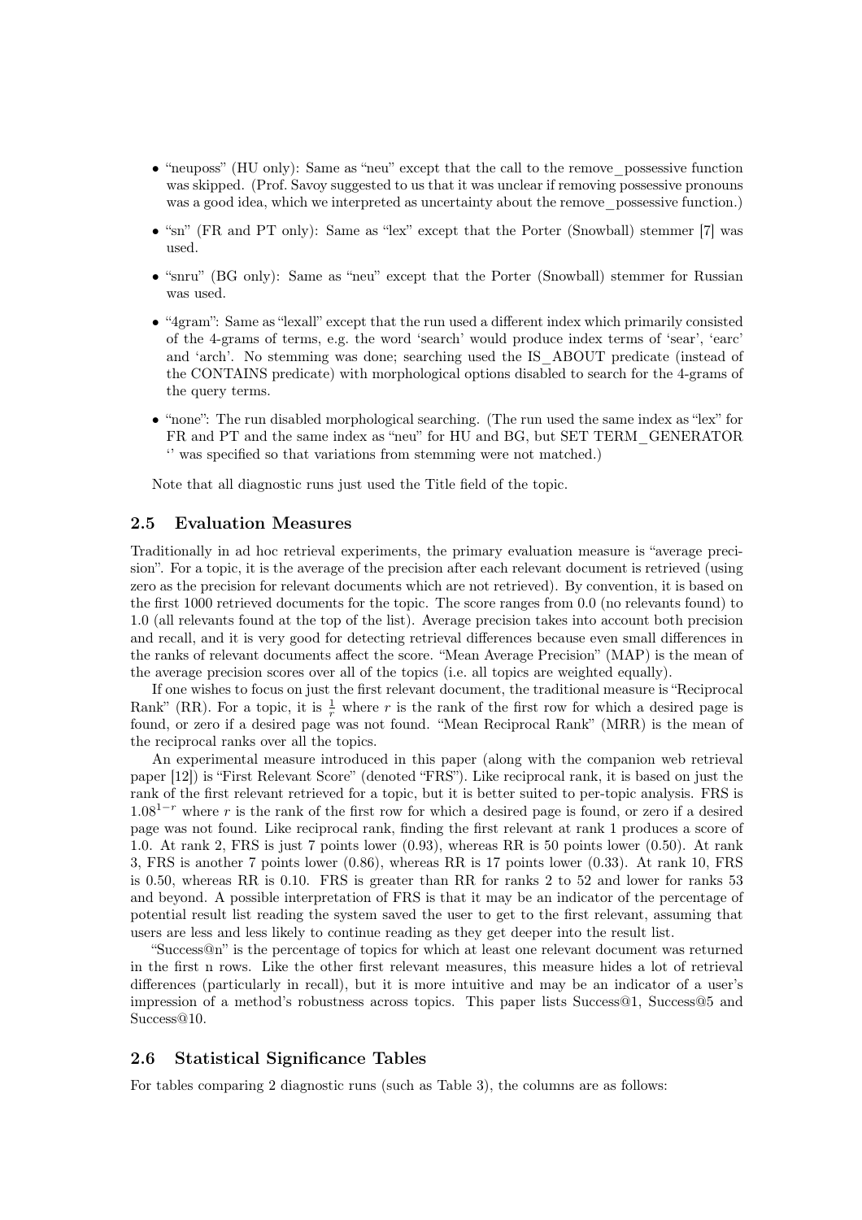- "neuposs" (HU only): Same as "neu" except that the call to the remove_possessive function was skipped. (Prof. Savoy suggested to us that it was unclear if removing possessive pronouns was a good idea, which we interpreted as uncertainty about the remove_possessive function.)
- "sn" (FR and PT only): Same as "lex" except that the Porter (Snowball) stemmer [7] was used.
- "snru" (BG only): Same as "neu" except that the Porter (Snowball) stemmer for Russian was used.
- "4gram": Same as "lexall" except that the run used a different index which primarily consisted of the 4-grams of terms, e.g. the word 'search' would produce index terms of 'sear', 'earc' and 'arch'. No stemming was done; searching used the IS_ABOUT predicate (instead of the CONTAINS predicate) with morphological options disabled to search for the 4-grams of the query terms.
- "none": The run disabled morphological searching. (The run used the same index as "lex" for FR and PT and the same index as "neu" for HU and BG, but SET TERM_GENERATOR '' was specified so that variations from stemming were not matched.)

Note that all diagnostic runs just used the Title field of the topic.

## 2.5 Evaluation Measures

Traditionally in ad hoc retrieval experiments, the primary evaluation measure is "average precision". For a topic, it is the average of the precision after each relevant document is retrieved (using zero as the precision for relevant documents which are not retrieved). By convention, it is based on the first 1000 retrieved documents for the topic. The score ranges from 0.0 (no relevants found) to 1.0 (all relevants found at the top of the list). Average precision takes into account both precision and recall, and it is very good for detecting retrieval differences because even small differences in the ranks of relevant documents affect the score. "Mean Average Precision" (MAP) is the mean of the average precision scores over all of the topics (i.e. all topics are weighted equally).

If one wishes to focus on just the first relevant document, the traditional measure is "Reciprocal Rank" (RR). For a topic, it is $\frac{1}{r}$ where $r$ is the rank of the first row for which a desired page is found, or zero if a desired page was not found. "Mean Reciprocal Rank" (MRR) is the mean of the reciprocal ranks over all the topics.

An experimental measure introduced in this paper (along with the companion web retrieval paper [12]) is "First Relevant Score" (denoted "FRS"). Like reciprocal rank, it is based on just the rank of the first relevant retrieved for a topic, but it is better suited to per-topic analysis. FRS is $1.08^{1-r}$ where $r$ is the rank of the first row for which a desired page is found, or zero if a desired page was not found. Like reciprocal rank, finding the first relevant at rank 1 produces a score of 1.0. At rank 2, FRS is just 7 points lower (0.93), whereas RR is 50 points lower (0.50). At rank 3, FRS is another 7 points lower (0.86), whereas RR is 17 points lower (0.33). At rank 10, FRS is 0.50, whereas RR is 0.10. FRS is greater than RR for ranks 2 to 52 and lower for ranks 53 and beyond. A possible interpretation of FRS is that it may be an indicator of the percentage of potential result list reading the system saved the user to get to the first relevant, assuming that users are less and less likely to continue reading as they get deeper into the result list.

"Success@n" is the percentage of topics for which at least one relevant document was returned in the first n rows. Like the other first relevant measures, this measure hides a lot of retrieval differences (particularly in recall), but it is more intuitive and may be an indicator of a user's impression of a method's robustness across topics. This paper lists Success@1, Success@5 and Success@10.

## 2.6 Statistical Significance Tables

For tables comparing 2 diagnostic runs (such as Table 3), the columns are as follows: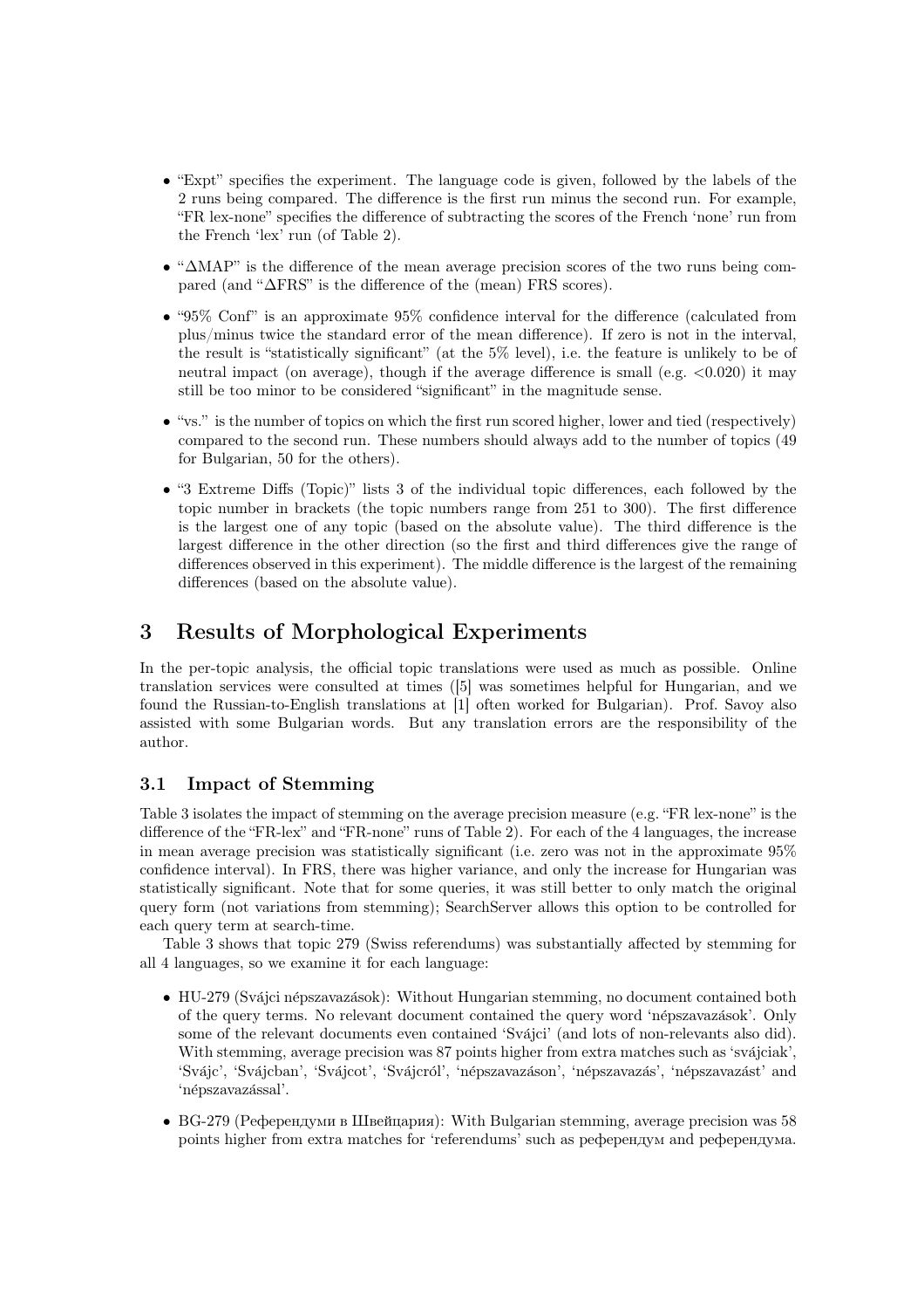- "Expt" specifies the experiment. The language code is given, followed by the labels of the 2 runs being compared. The difference is the first run minus the second run. For example, "FR lex-none" specifies the difference of subtracting the scores of the French 'none' run from the French 'lex' run (of Table 2).
- "ΔMAP" is the difference of the mean average precision scores of the two runs being compared (and "ΔFRS" is the difference of the (mean) FRS scores).
- "95% Conf" is an approximate 95% confidence interval for the difference (calculated from plus/minus twice the standard error of the mean difference). If zero is not in the interval, the result is "statistically significant" (at the 5% level), i.e. the feature is unlikely to be of neutral impact (on average), though if the average difference is small (e.g. <0.020) it may still be too minor to be considered "significant" in the magnitude sense.
- "vs." is the number of topics on which the first run scored higher, lower and tied (respectively) compared to the second run. These numbers should always add to the number of topics (49 for Bulgarian, 50 for the others).
- "3 Extreme Diffs (Topic)" lists 3 of the individual topic differences, each followed by the topic number in brackets (the topic numbers range from 251 to 300). The first difference is the largest one of any topic (based on the absolute value). The third difference is the largest difference in the other direction (so the first and third differences give the range of differences observed in this experiment). The middle difference is the largest of the remaining differences (based on the absolute value).

## 3 Results of Morphological Experiments

In the per-topic analysis, the official topic translations were used as much as possible. Online translation services were consulted at times ([5] was sometimes helpful for Hungarian, and we found the Russian-to-English translations at [1] often worked for Bulgarian). Prof. Savoy also assisted with some Bulgarian words. But any translation errors are the responsibility of the author.

### 3.1 Impact of Stemming

Table 3 isolates the impact of stemming on the average precision measure (e.g. "FR lex-none" is the difference of the "FR-lex" and "FR-none" runs of Table 2). For each of the 4 languages, the increase in mean average precision was statistically significant (i.e. zero was not in the approximate 95% confidence interval). In FRS, there was higher variance, and only the increase for Hungarian was statistically significant. Note that for some queries, it was still better to only match the original query form (not variations from stemming); SearchServer allows this option to be controlled for each query term at search-time.

Table 3 shows that topic 279 (Swiss referendums) was substantially affected by stemming for all 4 languages, so we examine it for each language:

- HU-279 (Svájci népszavazások): Without Hungarian stemming, no document contained both of the query terms. No relevant document contained the query word 'népszavazások'. Only some of the relevant documents even contained 'Svájci' (and lots of non-relevants also did). With stemming, average precision was 87 points higher from extra matches such as 'svájciak', 'Svájc', 'Svájcban', 'Svájcot', 'Svájcról', 'népszavazáson', 'népszavazás', 'népszavazást' and 'népszavazással'.
- BG-279 (Референдуми в Швейцария): With Bulgarian stemming, average precision was 58 points higher from extra matches for 'referendums' such as референдум and референдума.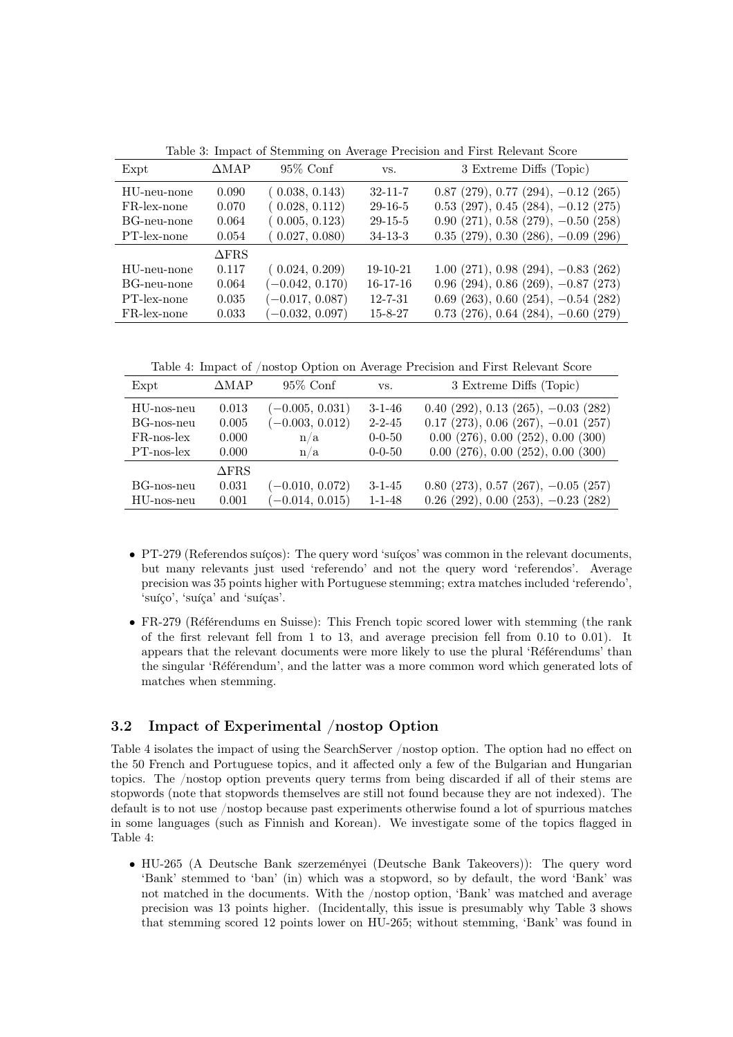Table 3: Impact of Stemming on Average Precision and First Relevant Score

| Expt | ΔMAP | 95% Conf | vs. | 3 Extreme Diffs (Topic) |
|---|---|---|---|---|
| HU-neu-none | 0.090 | ( 0.038, 0.143) | 32-11-7 | 0.87 (279), 0.77 (294), −0.12 (265) |
| FR-lex-none | 0.070 | ( 0.028, 0.112) | 29-16-5 | 0.53 (297), 0.45 (284), −0.12 (275) |
| BG-neu-none | 0.064 | ( 0.005, 0.123) | 29-15-5 | 0.90 (271), 0.58 (279), −0.50 (258) |
| PT-lex-none | 0.054 | ( 0.027, 0.080) | 34-13-3 | 0.35 (279), 0.30 (286), −0.09 (296) |
| | ΔFRS | | | |
| HU-neu-none | 0.117 | ( 0.024, 0.209) | 19-10-21 | 1.00 (271), 0.98 (294), −0.83 (262) |
| BG-neu-none | 0.064 | (−0.042, 0.170) | 16-17-16 | 0.96 (294), 0.86 (269), −0.87 (273) |
| PT-lex-none | 0.035 | (−0.017, 0.087) | 12-7-31 | 0.69 (263), 0.60 (254), −0.54 (282) |
| FR-lex-none | 0.033 | (−0.032, 0.097) | 15-8-27 | 0.73 (276), 0.64 (284), −0.60 (279) |

Table 4: Impact of /nostop Option on Average Precision and First Relevant Score

| Expt | ΔMAP | 95% Conf | vs. | 3 Extreme Diffs (Topic) |
|---|---|---|---|---|
| HU-nos-neu | 0.013 | (−0.005, 0.031) | 3-1-46 | 0.40 (292), 0.13 (265), −0.03 (282) |
| BG-nos-neu | 0.005 | (−0.003, 0.012) | 2-2-45 | 0.17 (273), 0.06 (267), −0.01 (257) |
| FR-nos-lex | 0.000 | n/a | 0-0-50 | 0.00 (276), 0.00 (252), 0.00 (300) |
| PT-nos-lex | 0.000 | n/a | 0-0-50 | 0.00 (276), 0.00 (252), 0.00 (300) |
| | ΔFRS | | | |
| BG-nos-neu | 0.031 | (−0.010, 0.072) | 3-1-45 | 0.80 (273), 0.57 (267), −0.05 (257) |
| HU-nos-neu | 0.001 | (−0.014, 0.015) | 1-1-48 | 0.26 (292), 0.00 (253), −0.23 (282) |

- PT-279 (Referendos suíços): The query word 'suíços' was common in the relevant documents, but many relevants just used 'referendo' and not the query word 'referendos'. Average precision was 35 points higher with Portuguese stemming; extra matches included 'referendo', 'suíço', 'suíça' and 'suíças'.

- FR-279 (Référendums en Suisse): This French topic scored lower with stemming (the rank of the first relevant fell from 1 to 13, and average precision fell from 0.10 to 0.01). It appears that the relevant documents were more likely to use the plural 'Référendums' than the singular 'Référendum', and the latter was a more common word which generated lots of matches when stemming.

### 3.2 Impact of Experimental /nostop Option

Table 4 isolates the impact of using the SearchServer /nostop option. The option had no effect on the 50 French and Portuguese topics, and it affected only a few of the Bulgarian and Hungarian topics. The /nostop option prevents query terms from being discarded if all of their stems are stopwords (note that stopwords themselves are still not found because they are not indexed). The default is to not use /nostop because past experiments otherwise found a lot of spurrious matches in some languages (such as Finnish and Korean). We investigate some of the topics flagged in Table 4:

- HU-265 (A Deutsche Bank szerzeményei (Deutsche Bank Takeovers)): The query word 'Bank' stemmed to 'ban' (in) which was a stopword, so by default, the word 'Bank' was not matched in the documents. With the /nostop option, 'Bank' was matched and average precision was 13 points higher. (Incidentally, this issue is presumably why Table 3 shows that stemming scored 12 points lower on HU-265; without stemming, 'Bank' was found in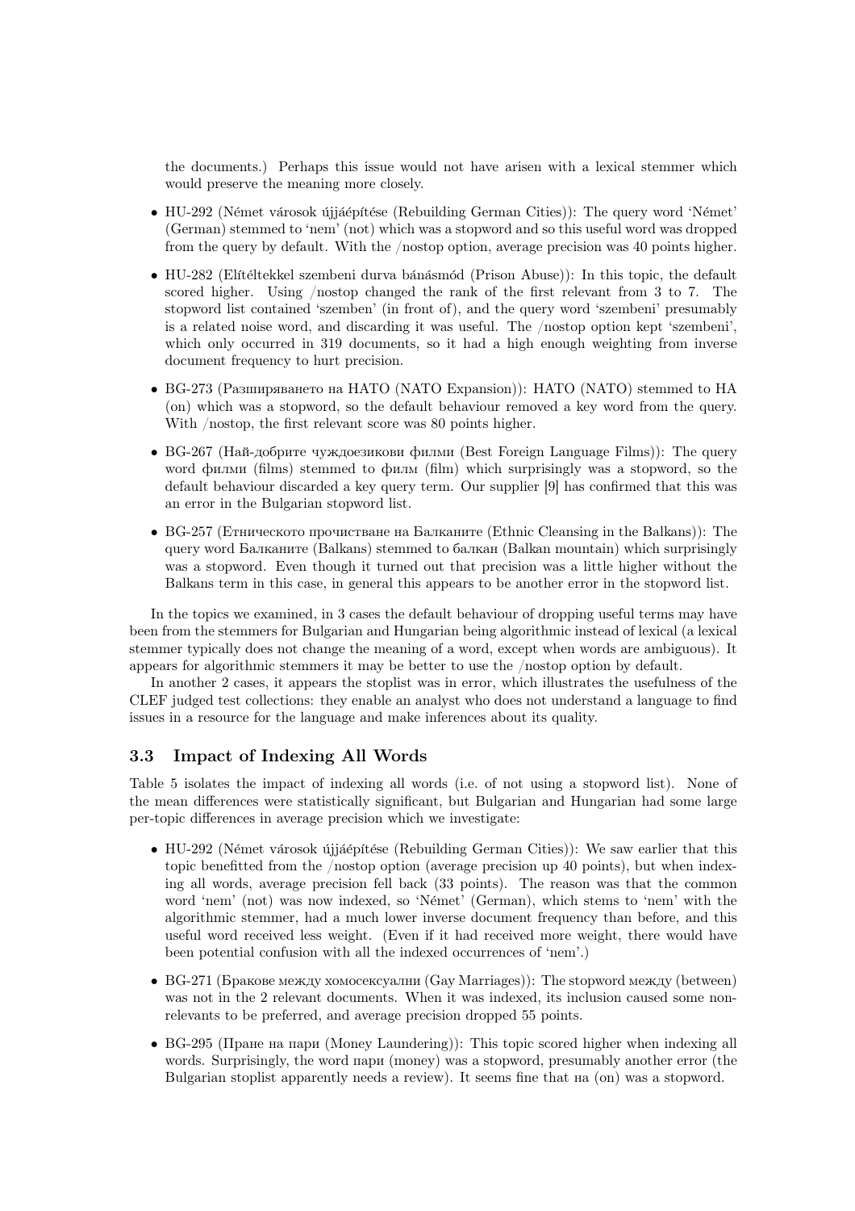the documents.) Perhaps this issue would not have arisen with a lexical stemmer which would preserve the meaning more closely.

- HU-292 (Német városok újjáépítése (Rebuilding German Cities)): The query word 'Német' (German) stemmed to 'nem' (not) which was a stopword and so this useful word was dropped from the query by default. With the /nostop option, average precision was 40 points higher.
- HU-282 (Elítéltekkel szembeni durva bánásmód (Prison Abuse)): In this topic, the default scored higher. Using /nostop changed the rank of the first relevant from 3 to 7. The stopword list contained 'szemben' (in front of), and the query word 'szembeni' presumably is a related noise word, and discarding it was useful. The /nostop option kept 'szembeni', which only occurred in 319 documents, so it had a high enough weighting from inverse document frequency to hurt precision.
- BG-273 (Разширяването на НАТО (NATO Expansion)): НАТО (NATO) stemmed to НА (on) which was a stopword, so the default behaviour removed a key word from the query. With /nostop, the first relevant score was 80 points higher.
- BG-267 (Най-добрите чуждоезикови филми (Best Foreign Language Films)): The query word филми (films) stemmed to филм (film) which surprisingly was a stopword, so the default behaviour discarded a key query term. Our supplier [9] has confirmed that this was an error in the Bulgarian stopword list.
- BG-257 (Етническото прочистване на Балканите (Ethnic Cleansing in the Balkans)): The query word Балканите (Balkans) stemmed to балкан (Balkan mountain) which surprisingly was a stopword. Even though it turned out that precision was a little higher without the Balkans term in this case, in general this appears to be another error in the stopword list.

In the topics we examined, in 3 cases the default behaviour of dropping useful terms may have been from the stemmers for Bulgarian and Hungarian being algorithmic instead of lexical (a lexical stemmer typically does not change the meaning of a word, except when words are ambiguous). It appears for algorithmic stemmers it may be better to use the /nostop option by default.

In another 2 cases, it appears the stoplist was in error, which illustrates the usefulness of the CLEF judged test collections: they enable an analyst who does not understand a language to find issues in a resource for the language and make inferences about its quality.

### 3.3 Impact of Indexing All Words

Table 5 isolates the impact of indexing all words (i.e. of not using a stopword list). None of the mean differences were statistically significant, but Bulgarian and Hungarian had some large per-topic differences in average precision which we investigate:

- HU-292 (Német városok újjáépítése (Rebuilding German Cities)): We saw earlier that this topic benefitted from the /nostop option (average precision up 40 points), but when indexing all words, average precision fell back (33 points). The reason was that the common word 'nem' (not) was now indexed, so 'Német' (German), which stems to 'nem' with the algorithmic stemmer, had a much lower inverse document frequency than before, and this useful word received less weight. (Even if it had received more weight, there would have been potential confusion with all the indexed occurrences of 'nem'.)
- BG-271 (Бракове между хомосексуални (Gay Marriages)): The stopword между (between) was not in the 2 relevant documents. When it was indexed, its inclusion caused some non-relevants to be preferred, and average precision dropped 55 points.
- BG-295 (Пране на пари (Money Laundering)): This topic scored higher when indexing all words. Surprisingly, the word пари (money) was a stopword, presumably another error (the Bulgarian stoplist apparently needs a review). It seems fine that на (on) was a stopword.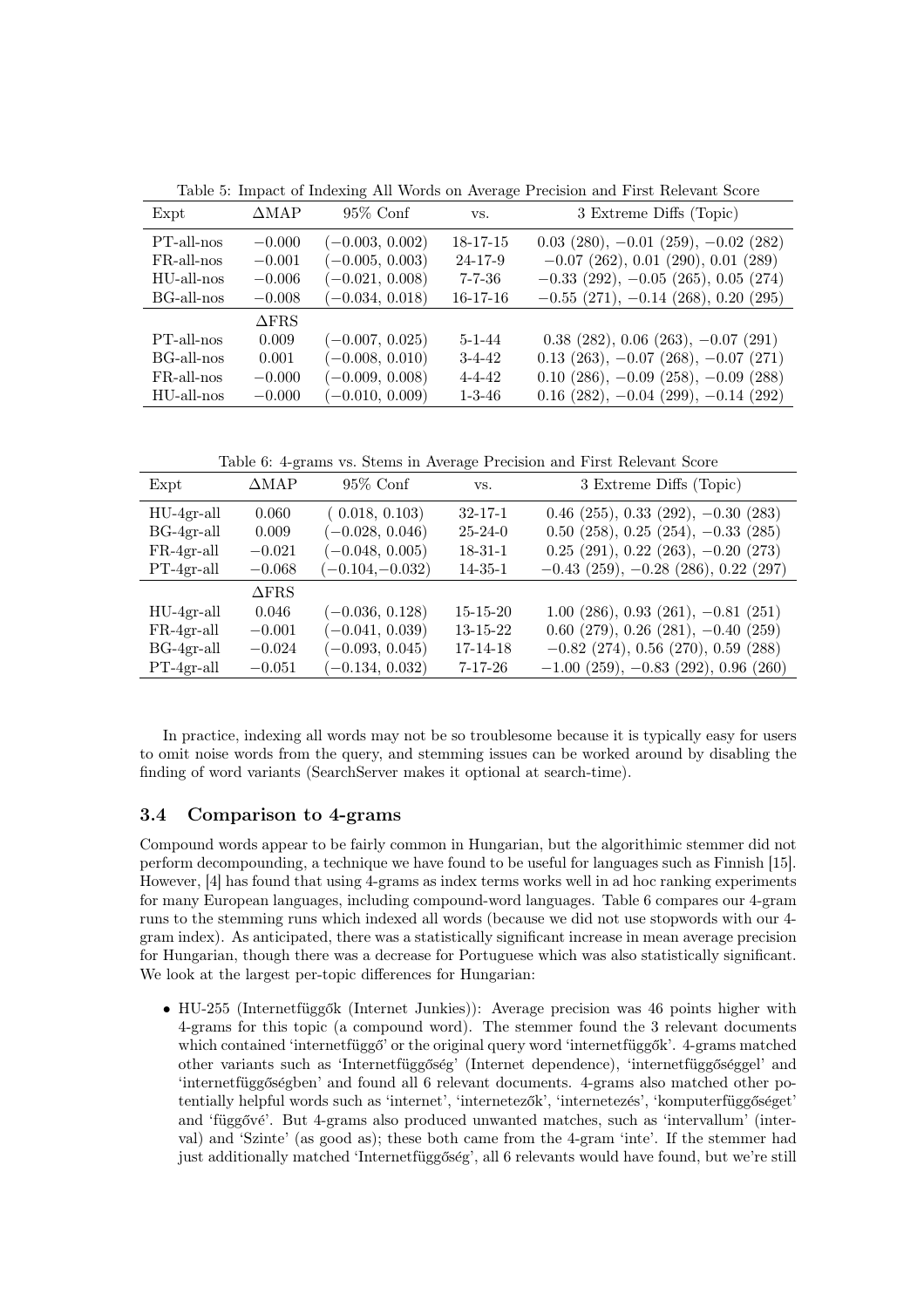Table 5: Impact of Indexing All Words on Average Precision and First Relevant Score

| Expt | ΔMAP | 95% Conf | vs. | 3 Extreme Diffs (Topic) |
|---|---|---|---|---|
| PT-all-nos | −0.000 | (−0.003, 0.002) | 18-17-15 | 0.03 (280), −0.01 (259), −0.02 (282) |
| FR-all-nos | −0.001 | (−0.005, 0.003) | 24-17-9 | −0.07 (262), 0.01 (290), 0.01 (289) |
| HU-all-nos | −0.006 | (−0.021, 0.008) | 7-7-36 | −0.33 (292), −0.05 (265), 0.05 (274) |
| BG-all-nos | −0.008 | (−0.034, 0.018) | 16-17-16 | −0.55 (271), −0.14 (268), 0.20 (295) |
| | ΔFRS | | | |
| PT-all-nos | 0.009 | (−0.007, 0.025) | 5-1-44 | 0.38 (282), 0.06 (263), −0.07 (291) |
| BG-all-nos | 0.001 | (−0.008, 0.010) | 3-4-42 | 0.13 (263), −0.07 (268), −0.07 (271) |
| FR-all-nos | −0.000 | (−0.009, 0.008) | 4-4-42 | 0.10 (286), −0.09 (258), −0.09 (288) |
| HU-all-nos | −0.000 | (−0.010, 0.009) | 1-3-46 | 0.16 (282), −0.04 (299), −0.14 (292) |

Table 6: 4-grams vs. Stems in Average Precision and First Relevant Score

| Expt | ΔMAP | 95% Conf | vs. | 3 Extreme Diffs (Topic) |
|---|---|---|---|---|
| HU-4gr-all | 0.060 | ( 0.018, 0.103) | 32-17-1 | 0.46 (255), 0.33 (292), −0.30 (283) |
| BG-4gr-all | 0.009 | (−0.028, 0.046) | 25-24-0 | 0.50 (258), 0.25 (254), −0.33 (285) |
| FR-4gr-all | −0.021 | (−0.048, 0.005) | 18-31-1 | 0.25 (291), 0.22 (263), −0.20 (273) |
| PT-4gr-all | −0.068 | (−0.104, −0.032) | 14-35-1 | −0.43 (259), −0.28 (286), 0.22 (297) |
| | ΔFRS | | | |
| HU-4gr-all | 0.046 | (−0.036, 0.128) | 15-15-20 | 1.00 (286), 0.93 (261), −0.81 (251) |
| FR-4gr-all | −0.001 | (−0.041, 0.039) | 13-15-22 | 0.60 (279), 0.26 (281), −0.40 (259) |
| BG-4gr-all | −0.024 | (−0.093, 0.045) | 17-14-18 | −0.82 (274), 0.56 (270), 0.59 (288) |
| PT-4gr-all | −0.051 | (−0.134, 0.032) | 7-17-26 | −1.00 (259), −0.83 (292), 0.96 (260) |

In practice, indexing all words may not be so troublesome because it is typically easy for users to omit noise words from the query, and stemming issues can be worked around by disabling the finding of word variants (SearchServer makes it optional at search-time).

### 3.4 Comparison to 4-grams

Compound words appear to be fairly common in Hungarian, but the algorithimic stemmer did not perform decompounding, a technique we have found to be useful for languages such as Finnish [15]. However, [4] has found that using 4-grams as index terms works well in ad hoc ranking experiments for many European languages, including compound-word languages. Table 6 compares our 4-gram runs to the stemming runs which indexed all words (because we did not use stopwords with our 4-gram index). As anticipated, there was a statistically significant increase in mean average precision for Hungarian, though there was a decrease for Portuguese which was also statistically significant. We look at the largest per-topic differences for Hungarian:

- HU-255 (Internetfüggők (Internet Junkies)): Average precision was 46 points higher with 4-grams for this topic (a compound word). The stemmer found the 3 relevant documents which contained 'internetfüggő' or the original query word 'internetfüggők'. 4-grams matched other variants such as 'Internetfüggőség' (Internet dependence), 'internetfüggőséggel' and 'internetfüggőségben' and found all 6 relevant documents. 4-grams also matched other potentially helpful words such as 'internet', 'internetezők', 'internetezés', 'komputerfüggőséget' and 'függővé'. But 4-grams also produced unwanted matches, such as 'intervallum' (interval) and 'Szinte' (as good as); these both came from the 4-gram 'inte'. If the stemmer had just additionally matched 'Internetfüggőség', all 6 relevants would have found, but we're still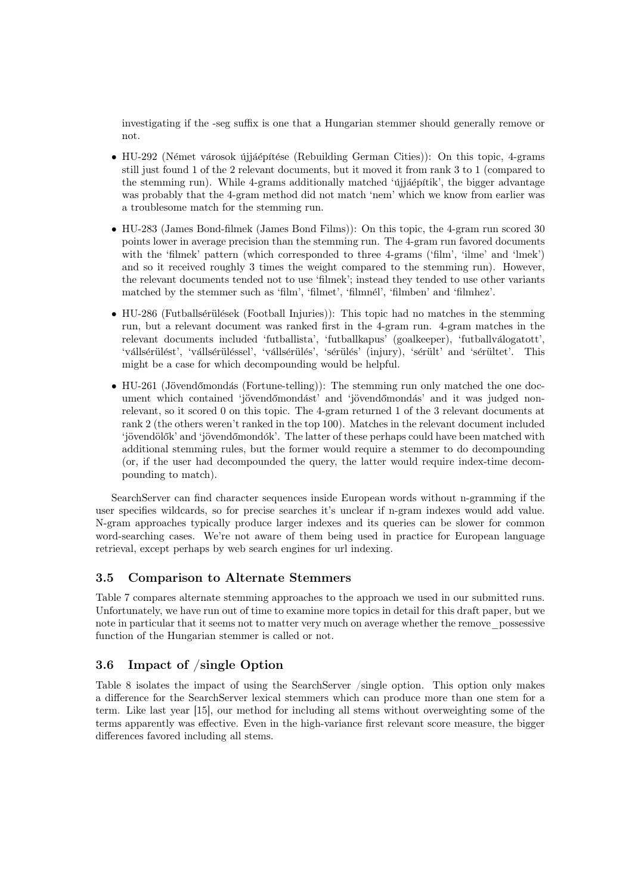investigating if the -seg suffix is one that a Hungarian stemmer should generally remove or not.

- HU-292 (Német városok újjáépítése (Rebuilding German Cities)): On this topic, 4-grams still just found 1 of the 2 relevant documents, but it moved it from rank 3 to 1 (compared to the stemming run). While 4-grams additionally matched 'újjáépítik', the bigger advantage was probably that the 4-gram method did not match 'nem' which we know from earlier was a troublesome match for the stemming run.

- HU-283 (James Bond-filmek (James Bond Films)): On this topic, the 4-gram run scored 30 points lower in average precision than the stemming run. The 4-gram run favored documents with the 'filmek' pattern (which corresponded to three 4-grams ('film', 'ilme' and 'lmek') and so it received roughly 3 times the weight compared to the stemming run). However, the relevant documents tended not to use 'filmek'; instead they tended to use other variants matched by the stemmer such as 'film', 'filmet', 'filmnél', 'filmben' and 'filmhez'.

- HU-286 (Futballsérülések (Football Injuries)): This topic had no matches in the stemming run, but a relevant document was ranked first in the 4-gram run. 4-gram matches in the relevant documents included 'futballista', 'futballkapus' (goalkeeper), 'futballválogatott', 'vállsérülést', 'vállsérüléssel', 'vállsérülés', 'sérülés' (injury), 'sérült' and 'sérültet'. This might be a case for which decompounding would be helpful.

- HU-261 (Jövendőmondás (Fortune-telling)): The stemming run only matched the one document which contained 'jövendőmondást' and 'jövendőmondás' and it was judged non-relevant, so it scored 0 on this topic. The 4-gram returned 1 of the 3 relevant documents at rank 2 (the others weren't ranked in the top 100). Matches in the relevant document included 'jövendölők' and 'jövendőmondók'. The latter of these perhaps could have been matched with additional stemming rules, but the former would require a stemmer to do decompounding (or, if the user had decompounded the query, the latter would require index-time decompounding to match).

SearchServer can find character sequences inside European words without n-gramming if the user specifies wildcards, so for precise searches it's unclear if n-gram indexes would add value. N-gram approaches typically produce larger indexes and its queries can be slower for common word-searching cases. We're not aware of them being used in practice for European language retrieval, except perhaps by web search engines for url indexing.

### 3.5 Comparison to Alternate Stemmers

Table 7 compares alternate stemming approaches to the approach we used in our submitted runs. Unfortunately, we have run out of time to examine more topics in detail for this draft paper, but we note in particular that it seems not to matter very much on average whether the remove_possessive function of the Hungarian stemmer is called or not.

### 3.6 Impact of /single Option

Table 8 isolates the impact of using the SearchServer /single option. This option only makes a difference for the SearchServer lexical stemmers which can produce more than one stem for a term. Like last year [15], our method for including all stems without overweighting some of the terms apparently was effective. Even in the high-variance first relevant score measure, the bigger differences favored including all stems.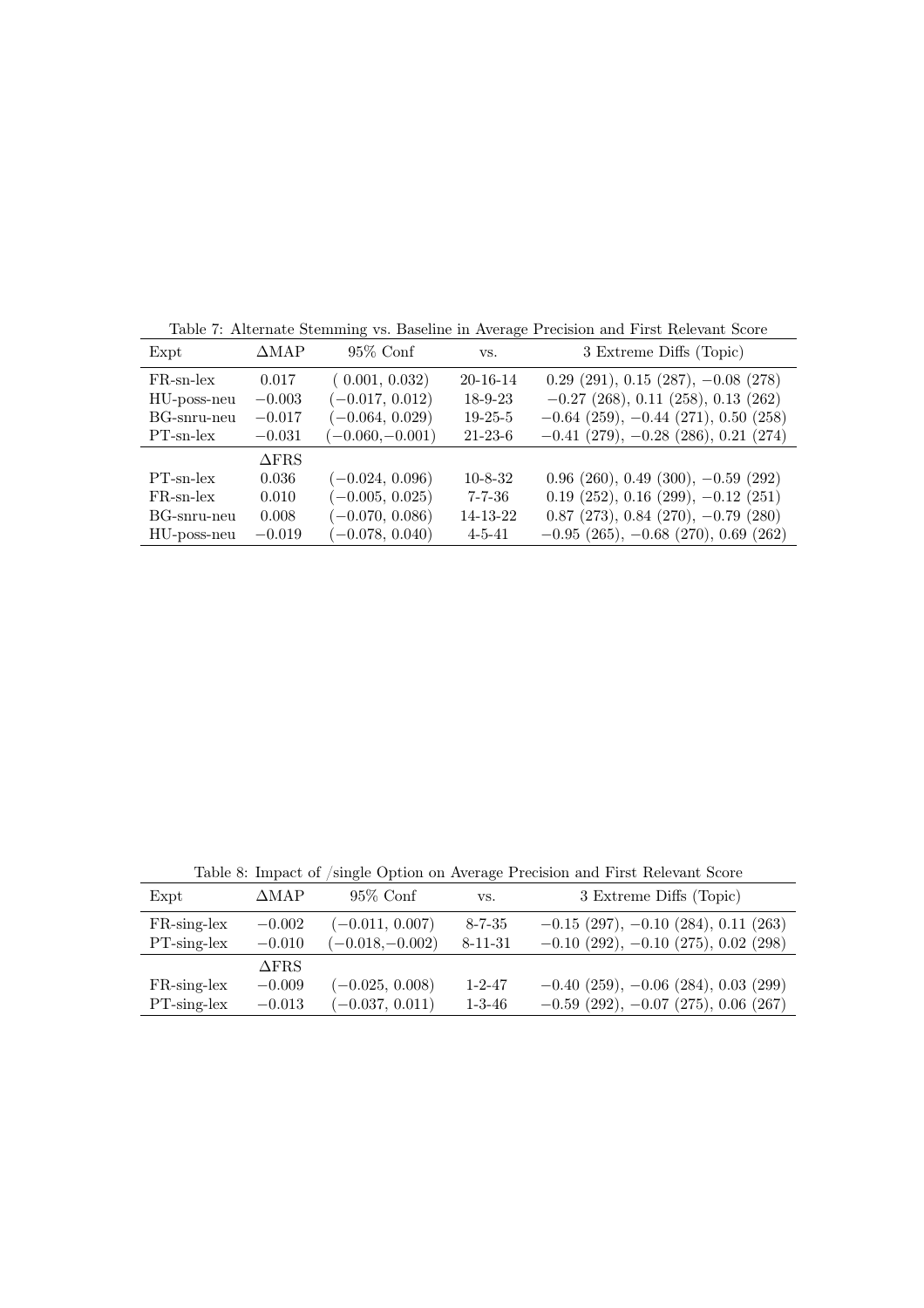Table 7: Alternate Stemming vs. Baseline in Average Precision and First Relevant Score

| Expt | ΔMAP | 95% Conf | vs. | 3 Extreme Diffs (Topic) |
|---|---|---|---|---|
| FR-sn-lex | 0.017 | ( 0.001, 0.032) | 20-16-14 | 0.29 (291), 0.15 (287), −0.08 (278) |
| HU-poss-neu | −0.003 | (−0.017, 0.012) | 18-9-23 | −0.27 (268), 0.11 (258), 0.13 (262) |
| BG-snru-neu | −0.017 | (−0.064, 0.029) | 19-25-5 | −0.64 (259), −0.44 (271), 0.50 (258) |
| PT-sn-lex | −0.031 | (−0.060, −0.001) | 21-23-6 | −0.41 (279), −0.28 (286), 0.21 (274) |
| | ΔFRS | | | |
| PT-sn-lex | 0.036 | (−0.024, 0.096) | 10-8-32 | 0.96 (260), 0.49 (300), −0.59 (292) |
| FR-sn-lex | 0.010 | (−0.005, 0.025) | 7-7-36 | 0.19 (252), 0.16 (299), −0.12 (251) |
| BG-snru-neu | 0.008 | (−0.070, 0.086) | 14-13-22 | 0.87 (273), 0.84 (270), −0.79 (280) |
| HU-poss-neu | −0.019 | (−0.078, 0.040) | 4-5-41 | −0.95 (265), −0.68 (270), 0.69 (262) |

Table 8: Impact of /single Option on Average Precision and First Relevant Score

| Expt | ΔMAP | 95% Conf | vs. | 3 Extreme Diffs (Topic) |
|---|---|---|---|---|
| FR-sing-lex | −0.002 | (−0.011, 0.007) | 8-7-35 | −0.15 (297), −0.10 (284), 0.11 (263) |
| PT-sing-lex | −0.010 | (−0.018, −0.002) | 8-11-31 | −0.10 (292), −0.10 (275), 0.02 (298) |
| | ΔFRS | | | |
| FR-sing-lex | −0.009 | (−0.025, 0.008) | 1-2-47 | −0.40 (259), −0.06 (284), 0.03 (299) |
| PT-sing-lex | −0.013 | (−0.037, 0.011) | 1-3-46 | −0.59 (292), −0.07 (275), 0.06 (267) |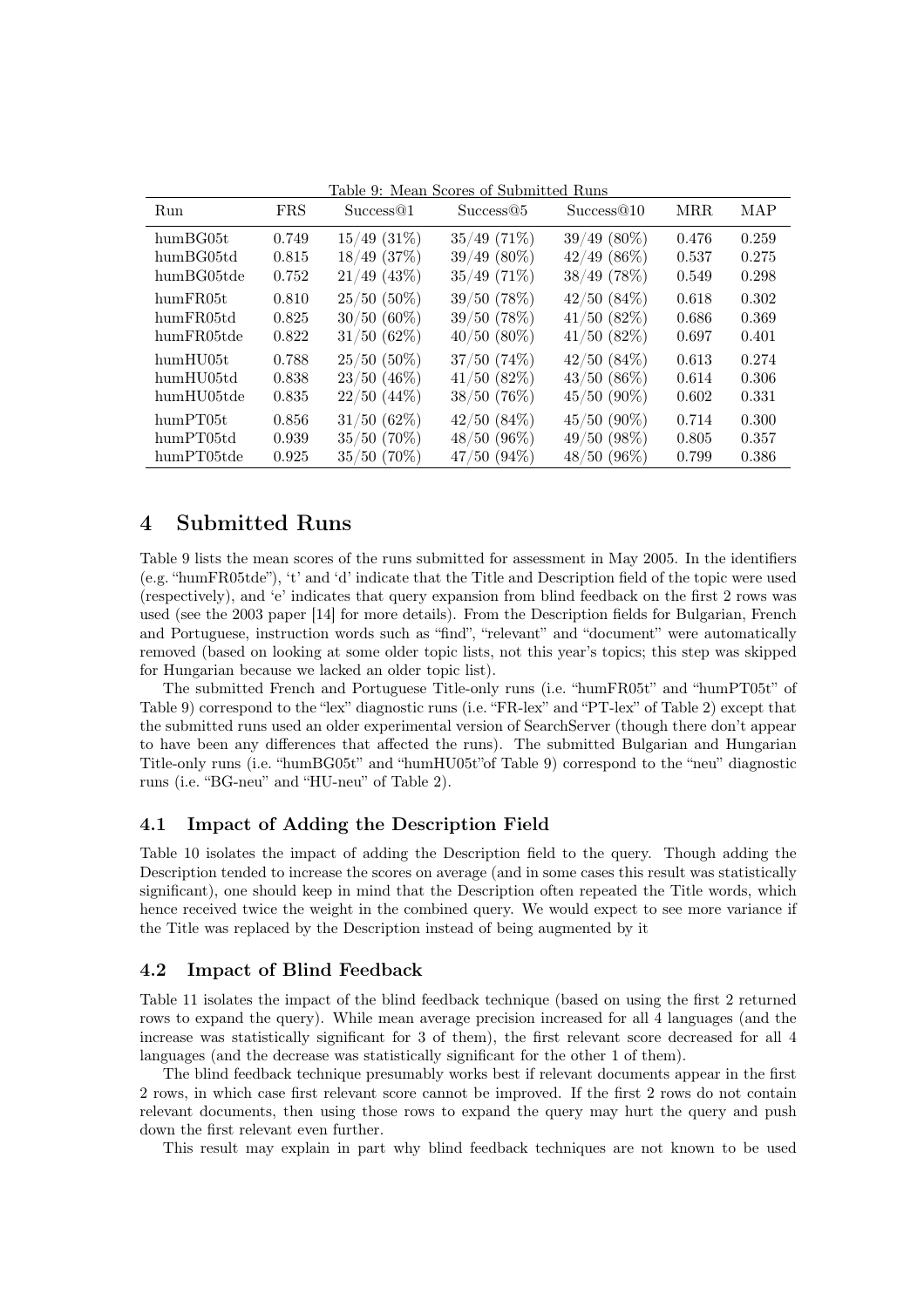Table 9: Mean Scores of Submitted Runs

| Run | FRS | Success@1 | Success@5 | Success@10 | MRR | MAP |
|---|---|---|---|---|---|---|
| humBG05t | 0.749 | 15/49 (31%) | 35/49 (71%) | 39/49 (80%) | 0.476 | 0.259 |
| humBG05td | 0.815 | 18/49 (37%) | 39/49 (80%) | 42/49 (86%) | 0.537 | 0.275 |
| humBG05tde | 0.752 | 21/49 (43%) | 35/49 (71%) | 38/49 (78%) | 0.549 | 0.298 |
| humFR05t | 0.810 | 25/50 (50%) | 39/50 (78%) | 42/50 (84%) | 0.618 | 0.302 |
| humFR05td | 0.825 | 30/50 (60%) | 39/50 (78%) | 41/50 (82%) | 0.686 | 0.369 |
| humFR05tde | 0.822 | 31/50 (62%) | 40/50 (80%) | 41/50 (82%) | 0.697 | 0.401 |
| humHU05t | 0.788 | 25/50 (50%) | 37/50 (74%) | 42/50 (84%) | 0.613 | 0.274 |
| humHU05td | 0.838 | 23/50 (46%) | 41/50 (82%) | 43/50 (86%) | 0.614 | 0.306 |
| humHU05tde | 0.835 | 22/50 (44%) | 38/50 (76%) | 45/50 (90%) | 0.602 | 0.331 |
| humPT05t | 0.856 | 31/50 (62%) | 42/50 (84%) | 45/50 (90%) | 0.714 | 0.300 |
| humPT05td | 0.939 | 35/50 (70%) | 48/50 (96%) | 49/50 (98%) | 0.805 | 0.357 |
| humPT05tde | 0.925 | 35/50 (70%) | 47/50 (94%) | 48/50 (96%) | 0.799 | 0.386 |

# 4 Submitted Runs

Table 9 lists the mean scores of the runs submitted for assessment in May 2005. In the identifiers (e.g. "humFR05tde"), 't' and 'd' indicate that the Title and Description field of the topic were used (respectively), and 'e' indicates that query expansion from blind feedback on the first 2 rows was used (see the 2003 paper [14] for more details). From the Description fields for Bulgarian, French and Portuguese, instruction words such as "find", "relevant" and "document" were automatically removed (based on looking at some older topic lists, not this year's topics; this step was skipped for Hungarian because we lacked an older topic list).

The submitted French and Portuguese Title-only runs (i.e. "humFR05t" and "humPT05t" of Table 9) correspond to the "lex" diagnostic runs (i.e. "FR-lex" and "PT-lex" of Table 2) except that the submitted runs used an older experimental version of SearchServer (though there don't appear to have been any differences that affected the runs). The submitted Bulgarian and Hungarian Title-only runs (i.e. "humBG05t" and "humHU05t"of Table 9) correspond to the "neu" diagnostic runs (i.e. "BG-neu" and "HU-neu" of Table 2).

## 4.1 Impact of Adding the Description Field

Table 10 isolates the impact of adding the Description field to the query. Though adding the Description tended to increase the scores on average (and in some cases this result was statistically significant), one should keep in mind that the Description often repeated the Title words, which hence received twice the weight in the combined query. We would expect to see more variance if the Title was replaced by the Description instead of being augmented by it

## 4.2 Impact of Blind Feedback

Table 11 isolates the impact of the blind feedback technique (based on using the first 2 returned rows to expand the query). While mean average precision increased for all 4 languages (and the increase was statistically significant for 3 of them), the first relevant score decreased for all 4 languages (and the decrease was statistically significant for the other 1 of them).

The blind feedback technique presumably works best if relevant documents appear in the first 2 rows, in which case first relevant score cannot be improved. If the first 2 rows do not contain relevant documents, then using those rows to expand the query may hurt the query and push down the first relevant even further.

This result may explain in part why blind feedback techniques are not known to be used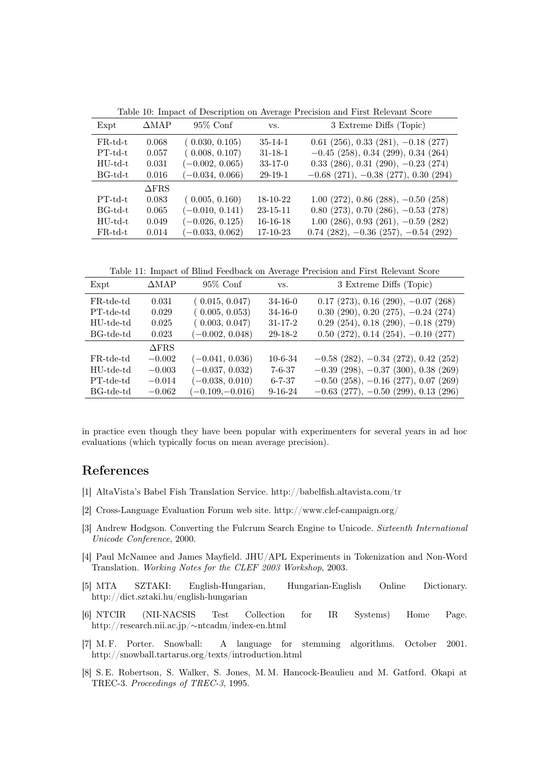Table 10: Impact of Description on Average Precision and First Relevant Score

| Expt | ΔMAP | 95% Conf | vs. | 3 Extreme Diffs (Topic) |
|---|---|---|---|---|
| FR-td-t | 0.068 | ( 0.030, 0.105) | 35-14-1 | 0.61 (256), 0.33 (281), −0.18 (277) |
| PT-td-t | 0.057 | ( 0.008, 0.107) | 31-18-1 | −0.45 (258), 0.34 (299), 0.34 (264) |
| HU-td-t | 0.031 | (−0.002, 0.065) | 33-17-0 | 0.33 (286), 0.31 (290), −0.23 (274) |
| BG-td-t | 0.016 | (−0.034, 0.066) | 29-19-1 | −0.68 (271), −0.38 (277), 0.30 (294) |
| | ΔFRS | | | |
| PT-td-t | 0.083 | ( 0.005, 0.160) | 18-10-22 | 1.00 (272), 0.86 (288), −0.50 (258) |
| BG-td-t | 0.065 | (−0.010, 0.141) | 23-15-11 | 0.80 (273), 0.70 (286), −0.53 (278) |
| HU-td-t | 0.049 | (−0.026, 0.125) | 16-16-18 | 1.00 (286), 0.93 (261), −0.59 (282) |
| FR-td-t | 0.014 | (−0.033, 0.062) | 17-10-23 | 0.74 (282), −0.36 (257), −0.54 (292) |

Table 11: Impact of Blind Feedback on Average Precision and First Relevant Score

| Expt | ΔMAP | 95% Conf | vs. | 3 Extreme Diffs (Topic) |
|---|---|---|---|---|
| FR-tde-td | 0.031 | ( 0.015, 0.047) | 34-16-0 | 0.17 (273), 0.16 (290), −0.07 (268) |
| PT-tde-td | 0.029 | ( 0.005, 0.053) | 34-16-0 | 0.30 (290), 0.20 (275), −0.24 (274) |
| HU-tde-td | 0.025 | ( 0.003, 0.047) | 31-17-2 | 0.29 (254), 0.18 (290), −0.18 (279) |
| BG-tde-td | 0.023 | (−0.002, 0.048) | 29-18-2 | 0.50 (272), 0.14 (254), −0.10 (277) |
| | ΔFRS | | | |
| FR-tde-td | −0.002 | (−0.041, 0.036) | 10-6-34 | −0.58 (282), −0.34 (272), 0.42 (252) |
| HU-tde-td | −0.003 | (−0.037, 0.032) | 7-6-37 | −0.39 (298), −0.37 (300), 0.38 (269) |
| PT-tde-td | −0.014 | (−0.038, 0.010) | 6-7-37 | −0.50 (258), −0.16 (277), 0.07 (269) |
| BG-tde-td | −0.062 | (−0.109,−0.016) | 9-16-24 | −0.63 (277), −0.50 (299), 0.13 (296) |

in practice even though they have been popular with experimenters for several years in ad hoc evaluations (which typically focus on mean average precision).

# References

[1] AltaVista's Babel Fish Translation Service. http://babelfish.altavista.com/tr

[2] Cross-Language Evaluation Forum web site. http://www.clef-campaign.org/

[3] Andrew Hodgson. Converting the Fulcrum Search Engine to Unicode. *Sixteenth International Unicode Conference*, 2000.

[4] Paul McNamee and James Mayfield. JHU/APL Experiments in Tokenization and Non-Word Translation. *Working Notes for the CLEF 2003 Workshop*, 2003.

[5] MTA SZTAKI: English-Hungarian, Hungarian-English Online Dictionary. http://dict.sztaki.hu/english-hungarian

[6] NTCIR (NII-NACSIS Test Collection for IR Systems) Home Page. http://research.nii.ac.jp/~ntcadm/index-en.html

[7] M. F. Porter. Snowball: A language for stemming algorithms. October 2001. http://snowball.tartarus.org/texts/introduction.html

[8] S. E. Robertson, S. Walker, S. Jones, M. M. Hancock-Beaulieu and M. Gatford. Okapi at TREC-3. *Proceedings of TREC-3*, 1995.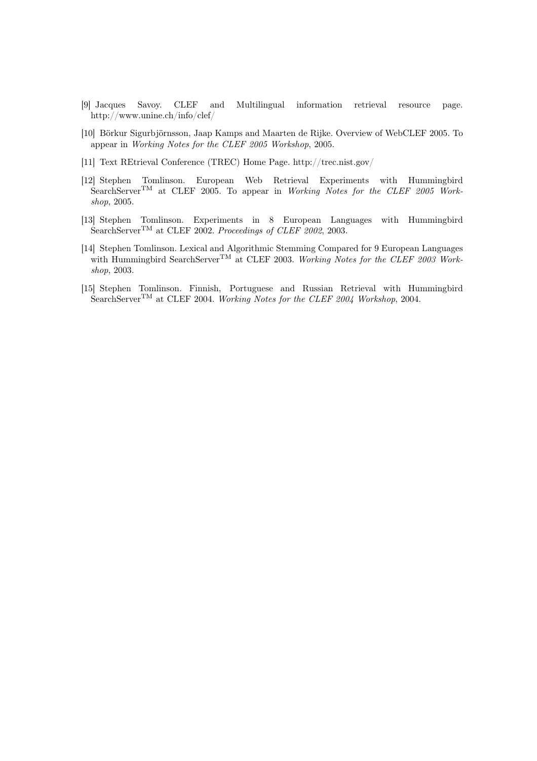[9] Jacques Savoy. CLEF and Multilingual information retrieval resource page. http://www.unine.ch/info/clef/

[10] Börkur Sigurbjörnsson, Jaap Kamps and Maarten de Rijke. Overview of WebCLEF 2005. To appear in *Working Notes for the CLEF 2005 Workshop*, 2005.

[11] Text REtrieval Conference (TREC) Home Page. http://trec.nist.gov/

[12] Stephen Tomlinson. European Web Retrieval Experiments with Hummingbird SearchServer$^{TM}$ at CLEF 2005. To appear in *Working Notes for the CLEF 2005 Workshop*, 2005.

[13] Stephen Tomlinson. Experiments in 8 European Languages with Hummingbird SearchServer$^{TM}$ at CLEF 2002. *Proceedings of CLEF 2002*, 2003.

[14] Stephen Tomlinson. Lexical and Algorithmic Stemming Compared for 9 European Languages with Hummingbird SearchServer$^{TM}$ at CLEF 2003. *Working Notes for the CLEF 2003 Workshop*, 2003.

[15] Stephen Tomlinson. Finnish, Portuguese and Russian Retrieval with Hummingbird SearchServer$^{TM}$ at CLEF 2004. *Working Notes for the CLEF 2004 Workshop*, 2004.